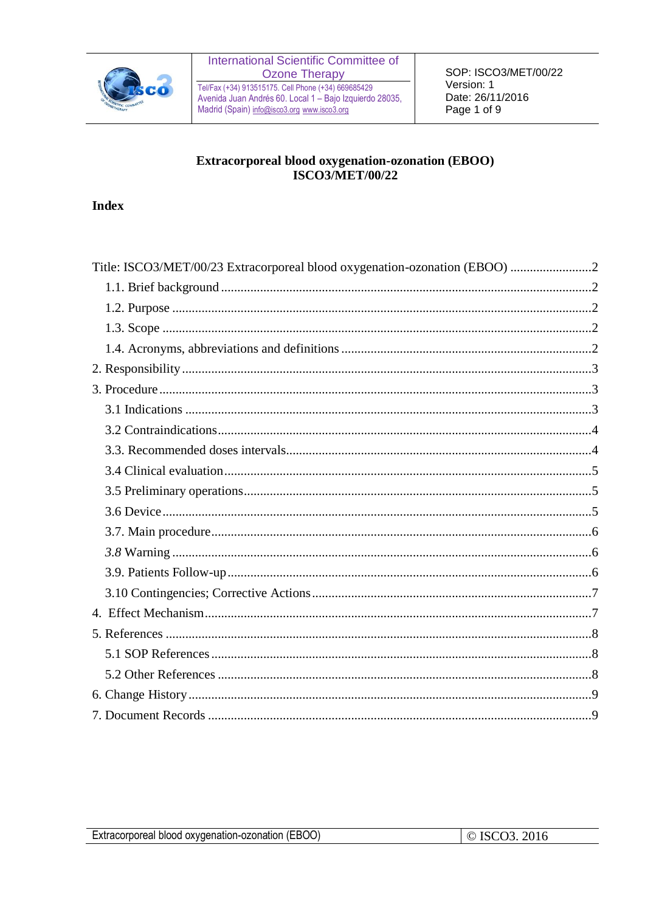# Extracorporeal blood oxygenation-ozonation (EBOO)
# ISCO3/MET/00/22

## Index

Title: ISCO3/MET/00/23 Extracorporeal blood oxygenation-ozonation (EBOO) ........................2
- 1.1. Brief background ........................2
- 1.2. Purpose ........................2
- 1.3. Scope ........................2
- 1.4. Acronyms, abbreviations and definitions ........................2

2. Responsibility ........................3

3. Procedure ........................3
- 3.1 Indications ........................3
- 3.2 Contraindications ........................4
- 3.3. Recommended doses intervals ........................4
- 3.4 Clinical evaluation ........................5
- 3.5 Preliminary operations ........................5
- 3.6 Device ........................5
- 3.7. Main procedure ........................6
- *3.8* Warning ........................6
- 3.9. Patients Follow-up ........................6
- 3.10 Contingencies; Corrective Actions ........................7

4. Effect Mechanism ........................7

5. References ........................8
- 5.1 SOP References ........................8
- 5.2 Other References ........................8

6. Change History ........................9

7. Document Records ........................9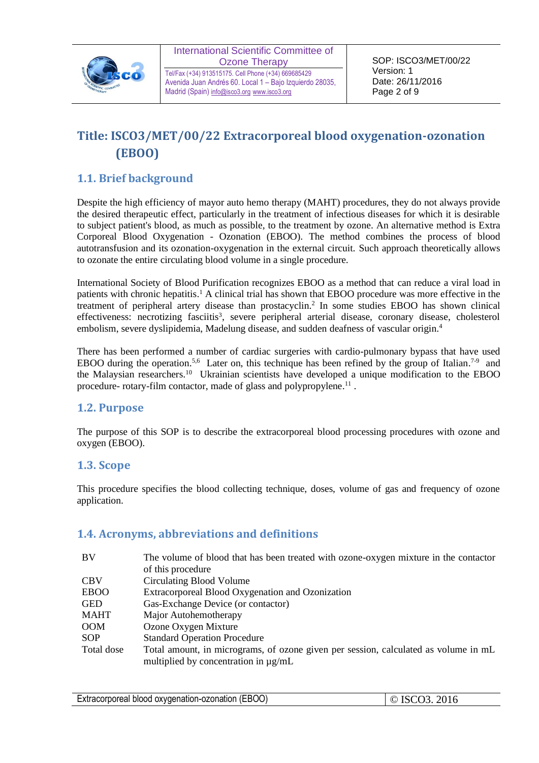# Title: ISCO3/MET/00/22 Extracorporeal blood oxygenation-ozonation (EBOO)

## 1.1. Brief background

Despite the high efficiency of mayor auto hemo therapy (MAHT) procedures, they do not always provide the desired therapeutic effect, particularly in the treatment of infectious diseases for which it is desirable to subject patient's blood, as much as possible, to the treatment by ozone. An alternative method is Extra Corporeal Blood Oxygenation - Ozonation (EBOO). The method combines the process of blood autotransfusion and its ozonation-oxygenation in the external circuit. Such approach theoretically allows to ozonate the entire circulating blood volume in a single procedure.

International Society of Blood Purification recognizes EBOO as a method that can reduce a viral load in patients with chronic hepatitis.[1] A clinical trial has shown that EBOO procedure was more effective in the treatment of peripheral artery disease than prostacyclin.[2] In some studies EBOO has shown clinical effectiveness: necrotizing fasciitis[3], severe peripheral arterial disease, coronary disease, cholesterol embolism, severe dyslipidemia, Madelung disease, and sudden deafness of vascular origin.[4]

There has been performed a number of cardiac surgeries with cardio-pulmonary bypass that have used EBOO during the operation.[5,6] Later on, this technique has been refined by the group of Italian.[7-9] and the Malaysian researchers.[10] Ukrainian scientists have developed a unique modification to the EBOO procedure- rotary-film contactor, made of glass and polypropylene.[11] .

## 1.2. Purpose

The purpose of this SOP is to describe the extracorporeal blood processing procedures with ozone and oxygen (EBOO).

## 1.3. Scope

This procedure specifies the blood collecting technique, doses, volume of gas and frequency of ozone application.

## 1.4. Acronyms, abbreviations and definitions

| | |
|---|---|
| BV | The volume of blood that has been treated with ozone-oxygen mixture in the contactor of this procedure |
| CBV | Circulating Blood Volume |
| EBOO | Extracorporeal Blood Oxygenation and Ozonization |
| GED | Gas-Exchange Device (or contactor) |
| MAHT | Major Autohemotherapy |
| OOM | Ozone Oxygen Mixture |
| SOP | Standard Operation Procedure |
| Total dose | Total amount, in micrograms, of ozone given per session, calculated as volume in mL multiplied by concentration in µg/mL |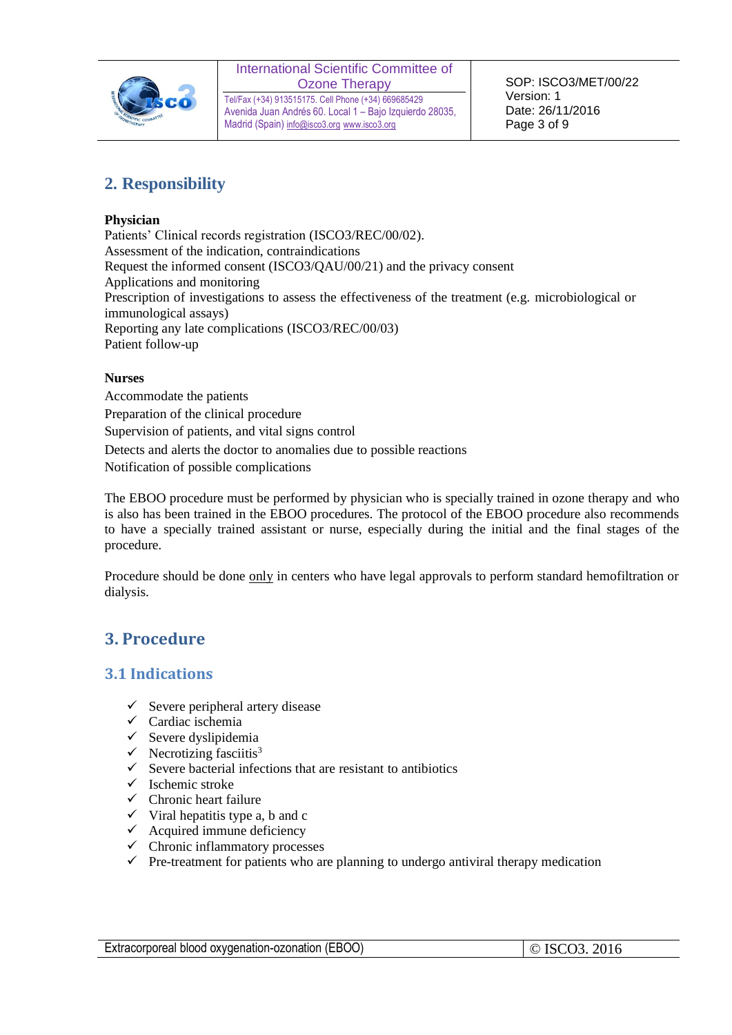## 2. Responsibility

**Physician**

Patients' Clinical records registration (ISCO3/REC/00/02).
Assessment of the indication, contraindications
Request the informed consent (ISCO3/QAU/00/21) and the privacy consent
Applications and monitoring
Prescription of investigations to assess the effectiveness of the treatment (e.g. microbiological or immunological assays)
Reporting any late complications (ISCO3/REC/00/03)
Patient follow-up

**Nurses**

Accommodate the patients
Preparation of the clinical procedure
Supervision of patients, and vital signs control
Detects and alerts the doctor to anomalies due to possible reactions
Notification of possible complications

The EBOO procedure must be performed by physician who is specially trained in ozone therapy and who is also has been trained in the EBOO procedures. The protocol of the EBOO procedure also recommends to have a specially trained assistant or nurse, especially during the initial and the final stages of the procedure.

Procedure should be done <u>only</u> in centers who have legal approvals to perform standard hemofiltration or dialysis.

## 3. Procedure

### 3.1 Indications

- ✓ Severe peripheral artery disease
- ✓ Cardiac ischemia
- ✓ Severe dyslipidemia
- ✓ Necrotizing fasciitis[3]
- ✓ Severe bacterial infections that are resistant to antibiotics
- ✓ Ischemic stroke
- ✓ Chronic heart failure
- ✓ Viral hepatitis type a, b and c
- ✓ Acquired immune deficiency
- ✓ Chronic inflammatory processes
- ✓ Pre-treatment for patients who are planning to undergo antiviral therapy medication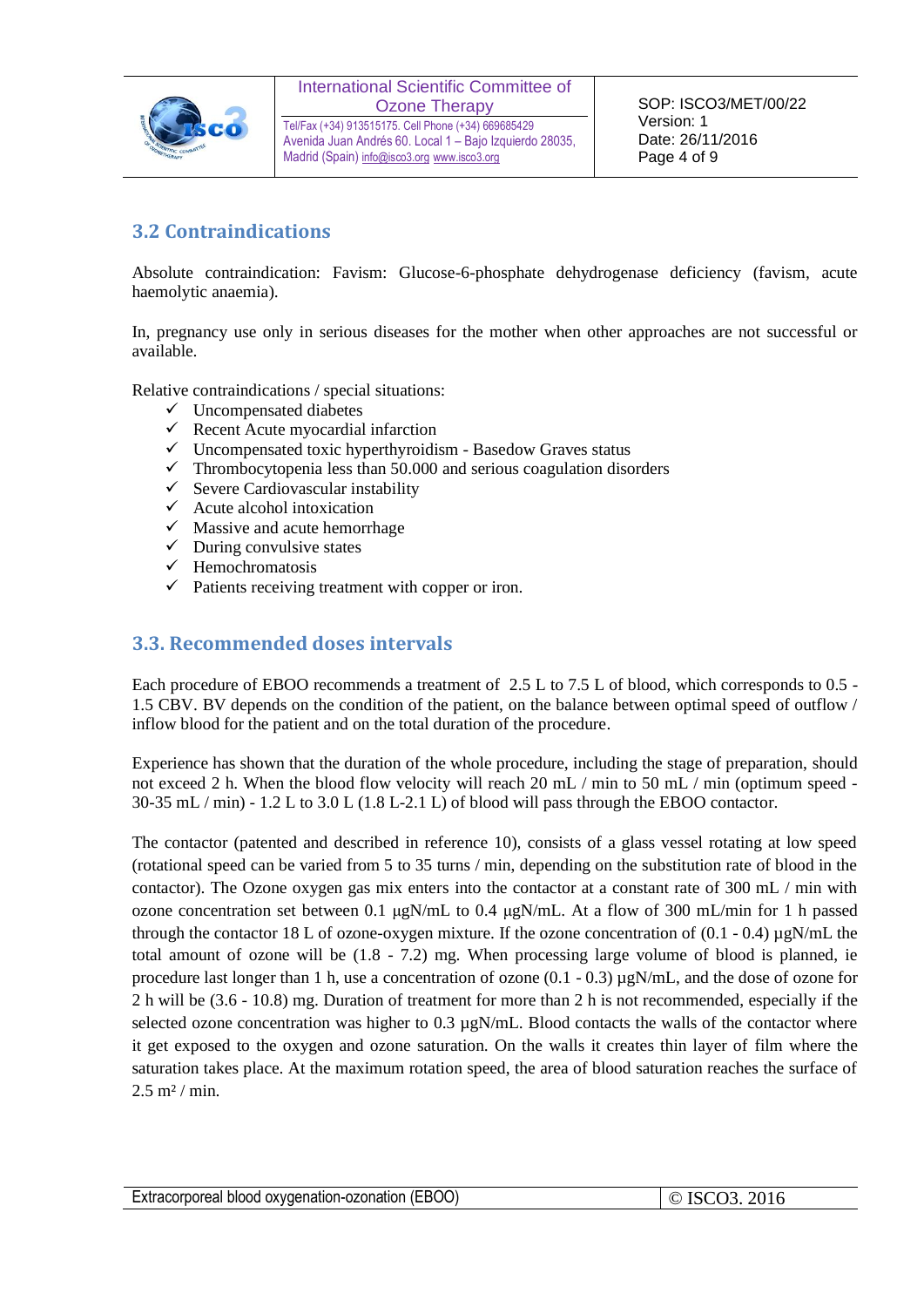## 3.2 Contraindications

Absolute contraindication: Favism: Glucose-6-phosphate dehydrogenase deficiency (favism, acute haemolytic anaemia).

In, pregnancy use only in serious diseases for the mother when other approaches are not successful or available.

Relative contraindications / special situations:

- ✓ Uncompensated diabetes
- ✓ Recent Acute myocardial infarction
- ✓ Uncompensated toxic hyperthyroidism - Basedow Graves status
- ✓ Thrombocytopenia less than 50.000 and serious coagulation disorders
- ✓ Severe Cardiovascular instability
- ✓ Acute alcohol intoxication
- ✓ Massive and acute hemorrhage
- ✓ During convulsive states
- ✓ Hemochromatosis
- ✓ Patients receiving treatment with copper or iron.

## 3.3. Recommended doses intervals

Each procedure of EBOO recommends a treatment of 2.5 L to 7.5 L of blood, which corresponds to 0.5 - 1.5 CBV. BV depends on the condition of the patient, on the balance between optimal speed of outflow / inflow blood for the patient and on the total duration of the procedure.

Experience has shown that the duration of the whole procedure, including the stage of preparation, should not exceed 2 h. When the blood flow velocity will reach 20 mL / min to 50 mL / min (optimum speed - 30-35 mL / min) - 1.2 L to 3.0 L (1.8 L-2.1 L) of blood will pass through the EBOO contactor.

The contactor (patented and described in reference 10), consists of a glass vessel rotating at low speed (rotational speed can be varied from 5 to 35 turns / min, depending on the substitution rate of blood in the contactor). The Ozone oxygen gas mix enters into the contactor at a constant rate of 300 mL / min with ozone concentration set between 0.1 µgN/mL to 0.4 µgN/mL. At a flow of 300 mL/min for 1 h passed through the contactor 18 L of ozone-oxygen mixture. If the ozone concentration of (0.1 - 0.4) µgN/mL the total amount of ozone will be (1.8 - 7.2) mg. When processing large volume of blood is planned, ie procedure last longer than 1 h, use a concentration of ozone (0.1 - 0.3) µgN/mL, and the dose of ozone for 2 h will be (3.6 - 10.8) mg. Duration of treatment for more than 2 h is not recommended, especially if the selected ozone concentration was higher to 0.3 µgN/mL. Blood contacts the walls of the contactor where it get exposed to the oxygen and ozone saturation. On the walls it creates thin layer of film where the saturation takes place. At the maximum rotation speed, the area of blood saturation reaches the surface of 2.5 $m^2$ / min.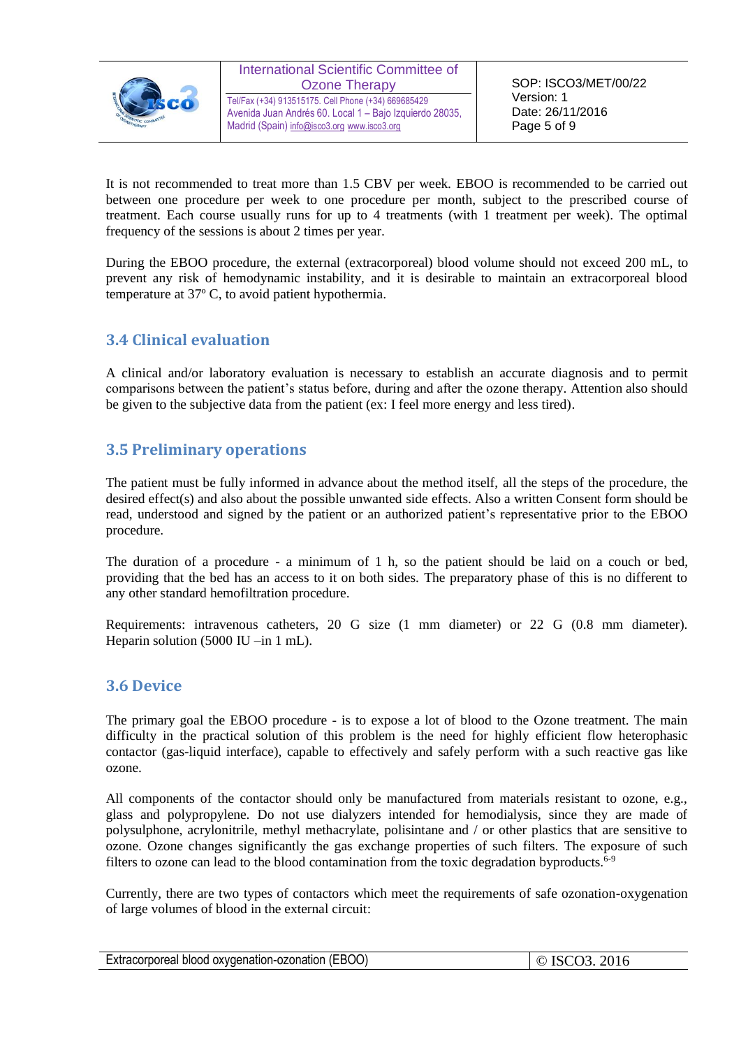It is not recommended to treat more than 1.5 CBV per week. EBOO is recommended to be carried out between one procedure per week to one procedure per month, subject to the prescribed course of treatment. Each course usually runs for up to 4 treatments (with 1 treatment per week). The optimal frequency of the sessions is about 2 times per year.

During the EBOO procedure, the external (extracorporeal) blood volume should not exceed 200 mL, to prevent any risk of hemodynamic instability, and it is desirable to maintain an extracorporeal blood temperature at 37º C, to avoid patient hypothermia.

## 3.4 Clinical evaluation

A clinical and/or laboratory evaluation is necessary to establish an accurate diagnosis and to permit comparisons between the patient's status before, during and after the ozone therapy. Attention also should be given to the subjective data from the patient (ex: I feel more energy and less tired).

## 3.5 Preliminary operations

The patient must be fully informed in advance about the method itself, all the steps of the procedure, the desired effect(s) and also about the possible unwanted side effects. Also a written Consent form should be read, understood and signed by the patient or an authorized patient's representative prior to the EBOO procedure.

The duration of a procedure - a minimum of 1 h, so the patient should be laid on a couch or bed, providing that the bed has an access to it on both sides. The preparatory phase of this is no different to any other standard hemofiltration procedure.

Requirements: intravenous catheters, 20 G size (1 mm diameter) or 22 G (0.8 mm diameter). Heparin solution (5000 IU –in 1 mL).

## 3.6 Device

The primary goal the EBOO procedure - is to expose a lot of blood to the Ozone treatment. The main difficulty in the practical solution of this problem is the need for highly efficient flow heterophasic contactor (gas-liquid interface), capable to effectively and safely perform with a such reactive gas like ozone.

All components of the contactor should only be manufactured from materials resistant to ozone, e.g., glass and polypropylene. Do not use dialyzers intended for hemodialysis, since they are made of polysulphone, acrylonitrile, methyl methacrylate, polisintane and / or other plastics that are sensitive to ozone. Ozone changes significantly the gas exchange properties of such filters. The exposure of such filters to ozone can lead to the blood contamination from the toxic degradation byproducts.[6-9]

Currently, there are two types of contactors which meet the requirements of safe ozonation-oxygenation of large volumes of blood in the external circuit: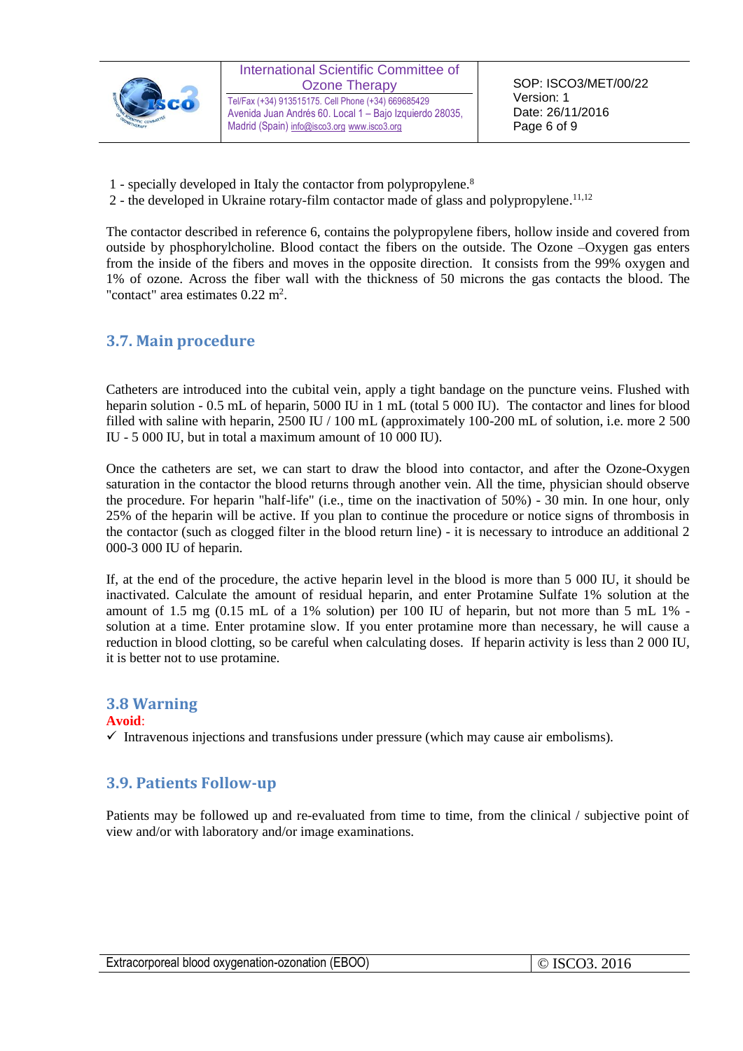1 - specially developed in Italy the contactor from polypropylene.[8]
2 - the developed in Ukraine rotary-film contactor made of glass and polypropylene.[11,12]

The contactor described in reference 6, contains the polypropylene fibers, hollow inside and covered from outside by phosphorylcholine. Blood contact the fibers on the outside. The Ozone –Oxygen gas enters from the inside of the fibers and moves in the opposite direction. It consists from the 99% oxygen and 1% of ozone. Across the fiber wall with the thickness of 50 microns the gas contacts the blood. The "contact" area estimates 0.22 $m^2$.

## 3.7. Main procedure

Catheters are introduced into the cubital vein, apply a tight bandage on the puncture veins. Flushed with heparin solution - 0.5 mL of heparin, 5000 IU in 1 mL (total 5 000 IU). The contactor and lines for blood filled with saline with heparin, 2500 IU / 100 mL (approximately 100-200 mL of solution, i.e. more 2 500 IU - 5 000 IU, but in total a maximum amount of 10 000 IU).

Once the catheters are set, we can start to draw the blood into contactor, and after the Ozone-Oxygen saturation in the contactor the blood returns through another vein. All the time, physician should observe the procedure. For heparin "half-life" (i.e., time on the inactivation of 50%) - 30 min. In one hour, only 25% of the heparin will be active. If you plan to continue the procedure or notice signs of thrombosis in the contactor (such as clogged filter in the blood return line) - it is necessary to introduce an additional 2 000-3 000 IU of heparin.

If, at the end of the procedure, the active heparin level in the blood is more than 5 000 IU, it should be inactivated. Calculate the amount of residual heparin, and enter Protamine Sulfate 1% solution at the amount of 1.5 mg (0.15 mL of a 1% solution) per 100 IU of heparin, but not more than 5 mL 1% -solution at a time. Enter protamine slow. If you enter protamine more than necessary, he will cause a reduction in blood clotting, so be careful when calculating doses. If heparin activity is less than 2 000 IU, it is better not to use protamine.

## 3.8 Warning

**Avoid**:

✓ Intravenous injections and transfusions under pressure (which may cause air embolisms).

## 3.9. Patients Follow-up

Patients may be followed up and re-evaluated from time to time, from the clinical / subjective point of view and/or with laboratory and/or image examinations.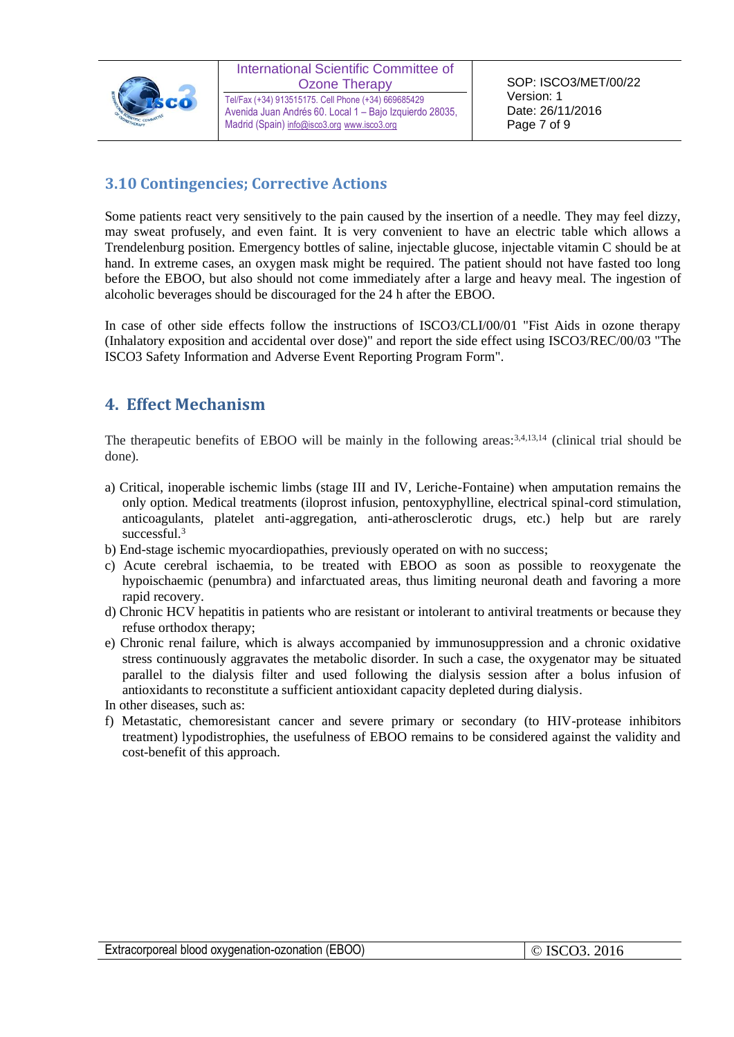## 3.10 Contingencies; Corrective Actions

Some patients react very sensitively to the pain caused by the insertion of a needle. They may feel dizzy, may sweat profusely, and even faint. It is very convenient to have an electric table which allows a Trendelenburg position. Emergency bottles of saline, injectable glucose, injectable vitamin C should be at hand. In extreme cases, an oxygen mask might be required. The patient should not have fasted too long before the EBOO, but also should not come immediately after a large and heavy meal. The ingestion of alcoholic beverages should be discouraged for the 24 h after the EBOO.

In case of other side effects follow the instructions of ISCO3/CLI/00/01 "Fist Aids in ozone therapy (Inhalatory exposition and accidental over dose)" and report the side effect using ISCO3/REC/00/03 "The ISCO3 Safety Information and Adverse Event Reporting Program Form".

# 4. Effect Mechanism

The therapeutic benefits of EBOO will be mainly in the following areas:[3,4,13,14] (clinical trial should be done).

a) Critical, inoperable ischemic limbs (stage III and IV, Leriche-Fontaine) when amputation remains the only option. Medical treatments (iloprost infusion, pentoxyphylline, electrical spinal-cord stimulation, anticoagulants, platelet anti-aggregation, anti-atherosclerotic drugs, etc.) help but are rarely successful.[3]
b) End-stage ischemic myocardiopathies, previously operated on with no success;
c) Acute cerebral ischaemia, to be treated with EBOO as soon as possible to reoxygenate the hypoischaemic (penumbra) and infarctuated areas, thus limiting neuronal death and favoring a more rapid recovery.
d) Chronic HCV hepatitis in patients who are resistant or intolerant to antiviral treatments or because they refuse orthodox therapy;
e) Chronic renal failure, which is always accompanied by immunosuppression and a chronic oxidative stress continuously aggravates the metabolic disorder. In such a case, the oxygenator may be situated parallel to the dialysis filter and used following the dialysis session after a bolus infusion of antioxidants to reconstitute a sufficient antioxidant capacity depleted during dialysis.

In other diseases, such as:

f) Metastatic, chemoresistant cancer and severe primary or secondary (to HIV-protease inhibitors treatment) lypodistrophies, the usefulness of EBOO remains to be considered against the validity and cost-benefit of this approach.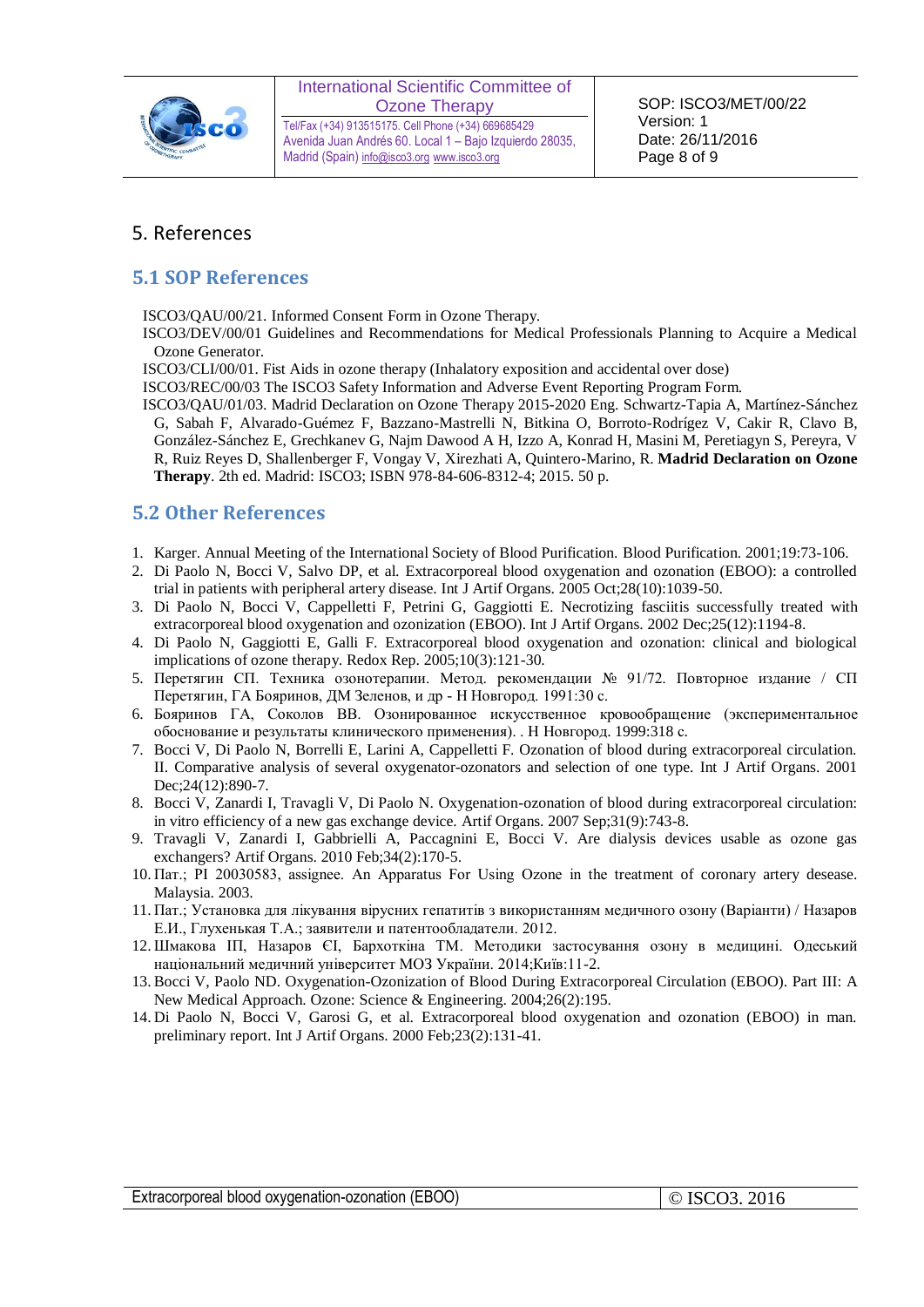# 5. References

## 5.1 SOP References

ISCO3/QAU/00/21. Informed Consent Form in Ozone Therapy.

ISCO3/DEV/00/01 Guidelines and Recommendations for Medical Professionals Planning to Acquire a Medical Ozone Generator.

ISCO3/CLI/00/01. Fist Aids in ozone therapy (Inhalatory exposition and accidental over dose)

ISCO3/REC/00/03 The ISCO3 Safety Information and Adverse Event Reporting Program Form.

ISCO3/QAU/01/03. Madrid Declaration on Ozone Therapy 2015-2020 Eng. Schwartz-Tapia A, Martínez-Sánchez G, Sabah F, Alvarado-Guémez F, Bazzano-Mastrelli N, Bitkina O, Borroto-Rodrígez V, Cakir R, Clavo B, González-Sánchez E, Grechkanev G, Najm Dawood A H, Izzo A, Konrad H, Masini M, Peretiagyn S, Pereyra, V R, Ruiz Reyes D, Shallenberger F, Vongay V, Xirezhati A, Quintero-Marino, R. **Madrid Declaration on Ozone Therapy**. 2th ed. Madrid: ISCO3; ISBN 978-84-606-8312-4; 2015. 50 p.

## 5.2 Other References

1. Karger. Annual Meeting of the International Society of Blood Purification. Blood Purification. 2001;19:73-106.
2. Di Paolo N, Bocci V, Salvo DP, et al. Extracorporeal blood oxygenation and ozonation (EBOO): a controlled trial in patients with peripheral artery disease. Int J Artif Organs. 2005 Oct;28(10):1039-50.
3. Di Paolo N, Bocci V, Cappelletti F, Petrini G, Gaggiotti E. Necrotizing fasciitis successfully treated with extracorporeal blood oxygenation and ozonization (EBOO). Int J Artif Organs. 2002 Dec;25(12):1194-8.
4. Di Paolo N, Gaggiotti E, Galli F. Extracorporeal blood oxygenation and ozonation: clinical and biological implications of ozone therapy. Redox Rep. 2005;10(3):121-30.
5. Перетягин СП. Техника озонотерапии. Метод. рекомендации № 91/72. Повторное издание / СП Перетягин, ГА Бояринов, ДМ Зеленов, и др - Н Новгород. 1991:30 с.
6. Бояринов ГА, Соколов ВВ. Озонированное искусственное кровообращение (экспериментальное обоснование и результаты клинического применения). . Н Новгород. 1999:318 с.
7. Bocci V, Di Paolo N, Borrelli E, Larini A, Cappelletti F. Ozonation of blood during extracorporeal circulation. II. Comparative analysis of several oxygenator-ozonators and selection of one type. Int J Artif Organs. 2001 Dec;24(12):890-7.
8. Bocci V, Zanardi I, Travagli V, Di Paolo N. Oxygenation-ozonation of blood during extracorporeal circulation: in vitro efficiency of a new gas exchange device. Artif Organs. 2007 Sep;31(9):743-8.
9. Travagli V, Zanardi I, Gabbrielli A, Paccagnini E, Bocci V. Are dialysis devices usable as ozone gas exchangers? Artif Organs. 2010 Feb;34(2):170-5.
10. Пат.; PI 20030583, assignee. An Apparatus For Using Ozone in the treatment of coronary artery desease. Malaysia. 2003.
11. Пат.; Установка для лікування вірусних гепатитів з використанням медичного озону (Варіанти) / Назаров Е.И., Глухенькая Т.А.; заявители и патентообладатели. 2012.
12. Шмакова ІП, Назаров ЄІ, Бархоткіна ТМ. Методики застосування озону в медицині. Одеський національний медичний університет МОЗ України. 2014;Київ:11-2.
13. Bocci V, Paolo ND. Oxygenation-Ozonization of Blood During Extracorporeal Circulation (EBOO). Part III: A New Medical Approach. Ozone: Science & Engineering. 2004;26(2):195.
14. Di Paolo N, Bocci V, Garosi G, et al. Extracorporeal blood oxygenation and ozonation (EBOO) in man. preliminary report. Int J Artif Organs. 2000 Feb;23(2):131-41.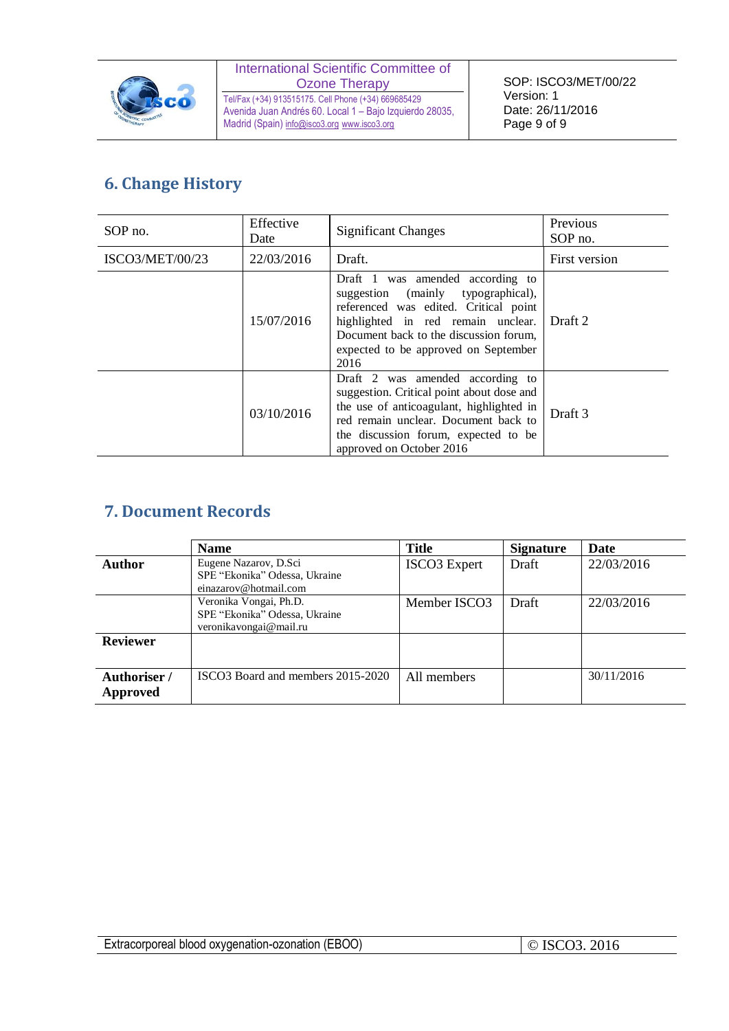## 6. Change History

| SOP no. | Effective Date | Significant Changes | Previous SOP no. |
| --- | --- | --- | --- |
| ISCO3/MET/00/23 | 22/03/2016 | Draft. | First version |
| | 15/07/2016 | Draft 1 was amended according to suggestion (mainly typographical), referenced was edited. Critical point highlighted in red remain unclear. Document back to the discussion forum, expected to be approved on September 2016 | Draft 2 |
| | 03/10/2016 | Draft 2 was amended according to suggestion. Critical point about dose and the use of anticoagulant, highlighted in red remain unclear. Document back to the discussion forum, expected to be approved on October 2016 | Draft 3 |

## 7. Document Records

| | Name | Title | Signature | Date |
| --- | --- | --- | --- | --- |
| **Author** | Eugene Nazarov, D.Sci<br>SPE "Ekonika" Odessa, Ukraine<br>einazarov@hotmail.com | ISCO3 Expert | Draft | 22/03/2016 |
| | Veronika Vongai, Ph.D.<br>SPE "Ekonika" Odessa, Ukraine<br>veronikavongai@mail.ru | Member ISCO3 | Draft | 22/03/2016 |
| **Reviewer** | | | | |
| **Authoriser / Approved** | ISCO3 Board and members 2015-2020 | All members | | 30/11/2016 |